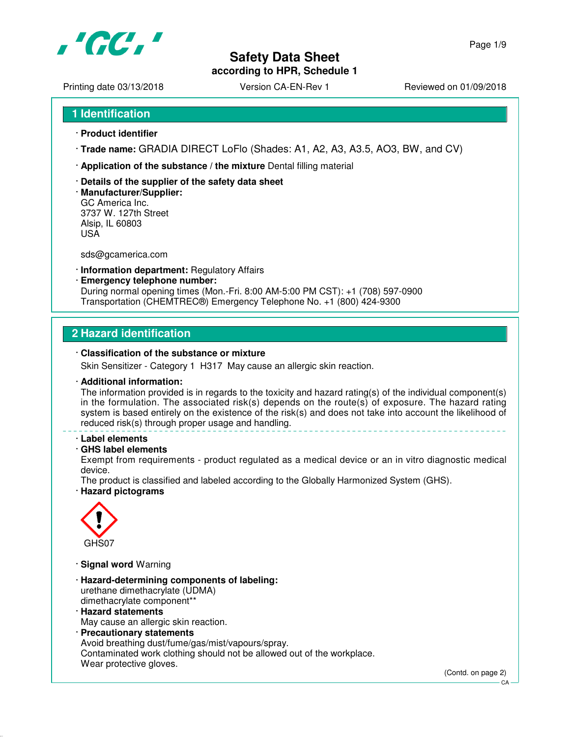# Safety Data Sheet

**according to HPR, Schedule 1**

Printing date 03/13/2018 | Version CA-EN-Rev 1 | Reviewed on 01/09/2018

## 1 Identification

· **Product identifier**

· **Trade name:** GRADIA DIRECT LoFlo (Shades: A1, A2, A3, A3.5, AO3, BW, and CV)

· **Application of the substance / the mixture** Dental filling material

· **Details of the supplier of the safety data sheet**

· **Manufacturer/Supplier:**
GC America Inc.
3737 W. 127th Street
Alsip, IL 60803
USA

sds@gcamerica.com

· **Information department:** Regulatory Affairs

· **Emergency telephone number:**
During normal opening times (Mon.-Fri. 8:00 AM-5:00 PM CST): +1 (708) 597-0900
Transportation (CHEMTREC®) Emergency Telephone No. +1 (800) 424-9300

## 2 Hazard identification

· **Classification of the substance or mixture**

Skin Sensitizer - Category 1 H317 May cause an allergic skin reaction.

· **Additional information:**
The information provided is in regards to the toxicity and hazard rating(s) of the individual component(s) in the formulation. The associated risk(s) depends on the route(s) of exposure. The hazard rating system is based entirely on the existence of the risk(s) and does not take into account the likelihood of reduced risk(s) through proper usage and handling.

· **Label elements**

· **GHS label elements**
Exempt from requirements - product regulated as a medical device or an in vitro diagnostic medical device.
The product is classified and labeled according to the Globally Harmonized System (GHS).

· **Hazard pictograms**

GHS07

· **Signal word** Warning

· **Hazard-determining components of labeling:**
urethane dimethacrylate (UDMA)
dimethacrylate component**

· **Hazard statements**
May cause an allergic skin reaction.

· **Precautionary statements**
Avoid breathing dust/fume/gas/mist/vapours/spray.
Contaminated work clothing should not be allowed out of the workplace.
Wear protective gloves.

(Contd. on page 2)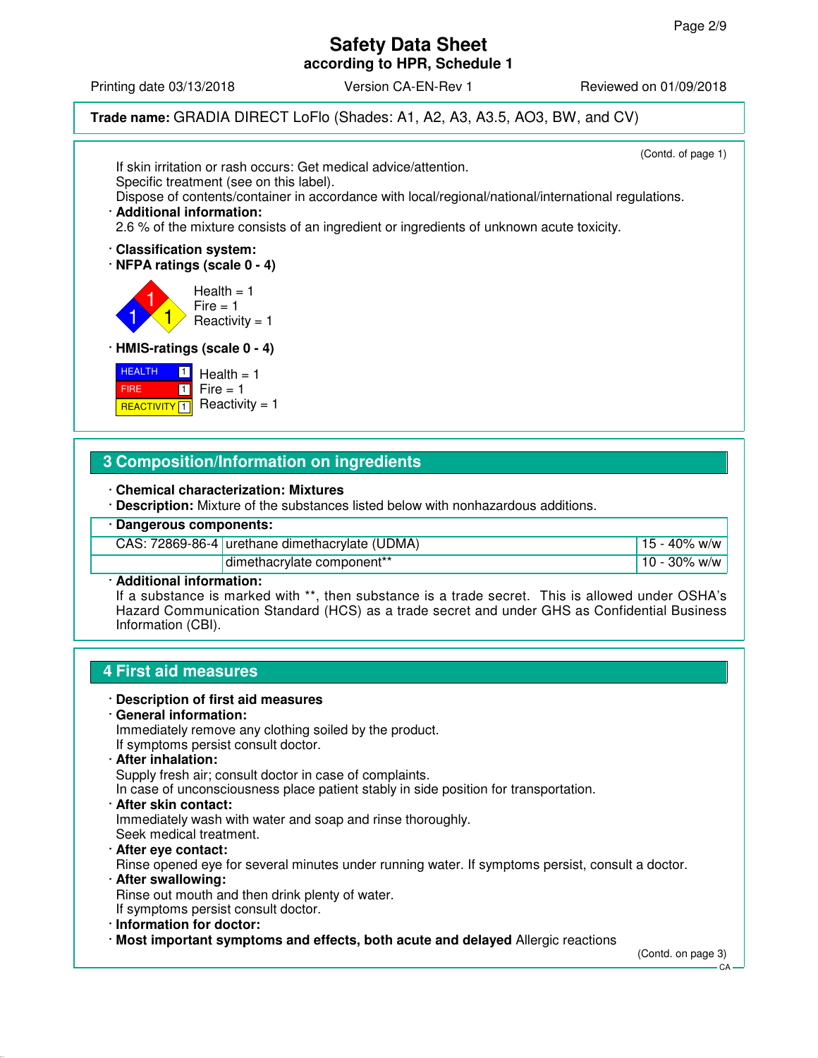**Trade name:** GRADIA DIRECT LoFlo (Shades: A1, A2, A3, A3.5, AO3, BW, and CV)

(Contd. of page 1)

If skin irritation or rash occurs: Get medical advice/attention.
Specific treatment (see on this label).
Dispose of contents/container in accordance with local/regional/national/international regulations.

· **Additional information:**
2.6 % of the mixture consists of an ingredient or ingredients of unknown acute toxicity.

· **Classification system:**

· **NFPA ratings (scale 0 - 4)**

Health = 1
Fire = 1
Reactivity = 1

· **HMIS-ratings (scale 0 - 4)**

| HEALTH | 1 | Health = 1 |
|---|---|---|
| FIRE | 1 | Fire = 1 |
| REACTIVITY | 1 | Reactivity = 1 |

## 3 Composition/Information on ingredients

· **Chemical characterization: Mixtures**

· **Description:** Mixture of the substances listed below with nonhazardous additions.

| · **Dangerous components:** | | |
|---|---|---|
| CAS: 72869-86-4 | urethane dimethacrylate (UDMA) | 15 - 40% w/w |
| | dimethacrylate component** | 10 - 30% w/w |

· **Additional information:**
If a substance is marked with **, then substance is a trade secret. This is allowed under OSHA's Hazard Communication Standard (HCS) as a trade secret and under GHS as Confidential Business Information (CBI).

## 4 First aid measures

· **Description of first aid measures**

· **General information:**
Immediately remove any clothing soiled by the product.
If symptoms persist consult doctor.

· **After inhalation:**
Supply fresh air; consult doctor in case of complaints.
In case of unconsciousness place patient stably in side position for transportation.

· **After skin contact:**
Immediately wash with water and soap and rinse thoroughly.
Seek medical treatment.

· **After eye contact:**
Rinse opened eye for several minutes under running water. If symptoms persist, consult a doctor.

· **After swallowing:**
Rinse out mouth and then drink plenty of water.
If symptoms persist consult doctor.

· **Information for doctor:**

· **Most important symptoms and effects, both acute and delayed** Allergic reactions

(Contd. on page 3)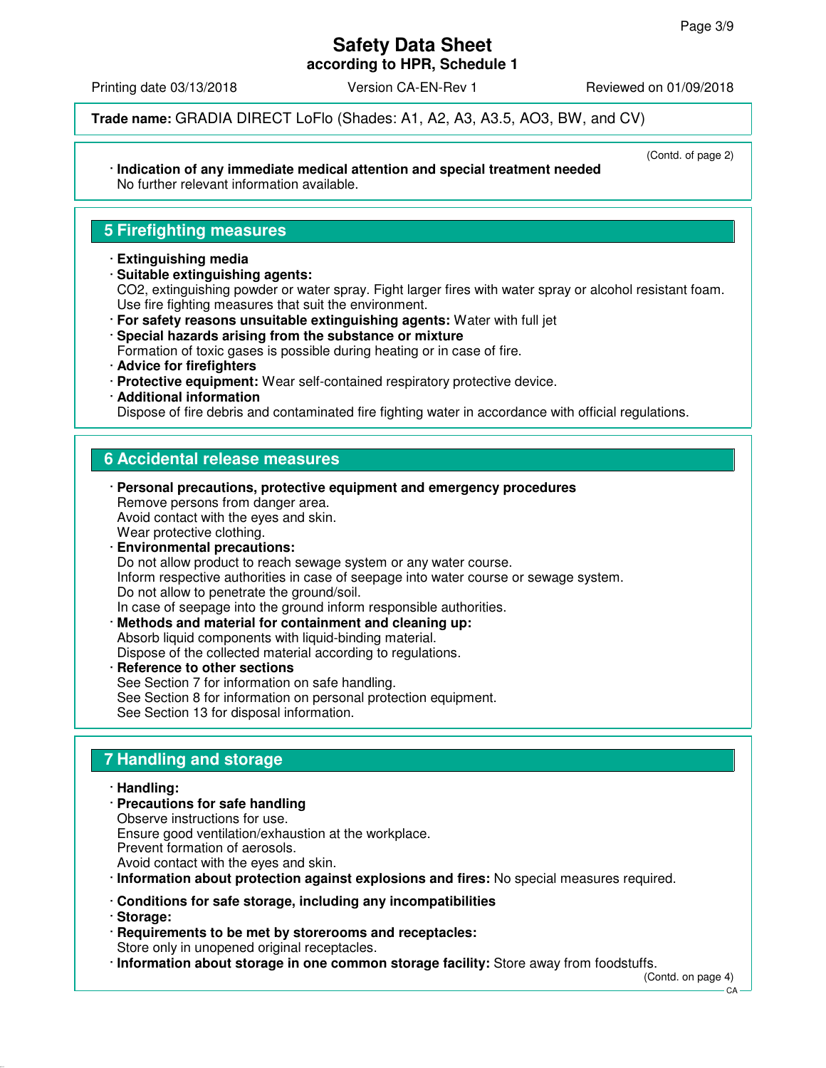**Safety Data Sheet**
**according to HPR, Schedule 1**

Printing date 03/13/2018 Version CA-EN-Rev 1 Reviewed on 01/09/2018

**Trade name:** GRADIA DIRECT LoFlo (Shades: A1, A2, A3, A3.5, AO3, BW, and CV)

(Contd. of page 2)

- **Indication of any immediate medical attention and special treatment needed**
  No further relevant information available.

## 5 Firefighting measures

- **Extinguishing media**
- **Suitable extinguishing agents:**
  $CO_2$, extinguishing powder or water spray. Fight larger fires with water spray or alcohol resistant foam.
  Use fire fighting measures that suit the environment.
- **For safety reasons unsuitable extinguishing agents:** Water with full jet
- **Special hazards arising from the substance or mixture**
  Formation of toxic gases is possible during heating or in case of fire.
- **Advice for firefighters**
- **Protective equipment:** Wear self-contained respiratory protective device.
- **Additional information**
  Dispose of fire debris and contaminated fire fighting water in accordance with official regulations.

## 6 Accidental release measures

- **Personal precautions, protective equipment and emergency procedures**
  Remove persons from danger area.
  Avoid contact with the eyes and skin.
  Wear protective clothing.
- **Environmental precautions:**
  Do not allow product to reach sewage system or any water course.
  Inform respective authorities in case of seepage into water course or sewage system.
  Do not allow to penetrate the ground/soil.
  In case of seepage into the ground inform responsible authorities.
- **Methods and material for containment and cleaning up:**
  Absorb liquid components with liquid-binding material.
  Dispose of the collected material according to regulations.
- **Reference to other sections**
  See Section 7 for information on safe handling.
  See Section 8 for information on personal protection equipment.
  See Section 13 for disposal information.

## 7 Handling and storage

- **Handling:**
- **Precautions for safe handling**
  Observe instructions for use.
  Ensure good ventilation/exhaustion at the workplace.
  Prevent formation of aerosols.
  Avoid contact with the eyes and skin.
- **Information about protection against explosions and fires:** No special measures required.
- **Conditions for safe storage, including any incompatibilities**
- **Storage:**
- **Requirements to be met by storerooms and receptacles:**
  Store only in unopened original receptacles.
- **Information about storage in one common storage facility:** Store away from foodstuffs.

(Contd. on page 4)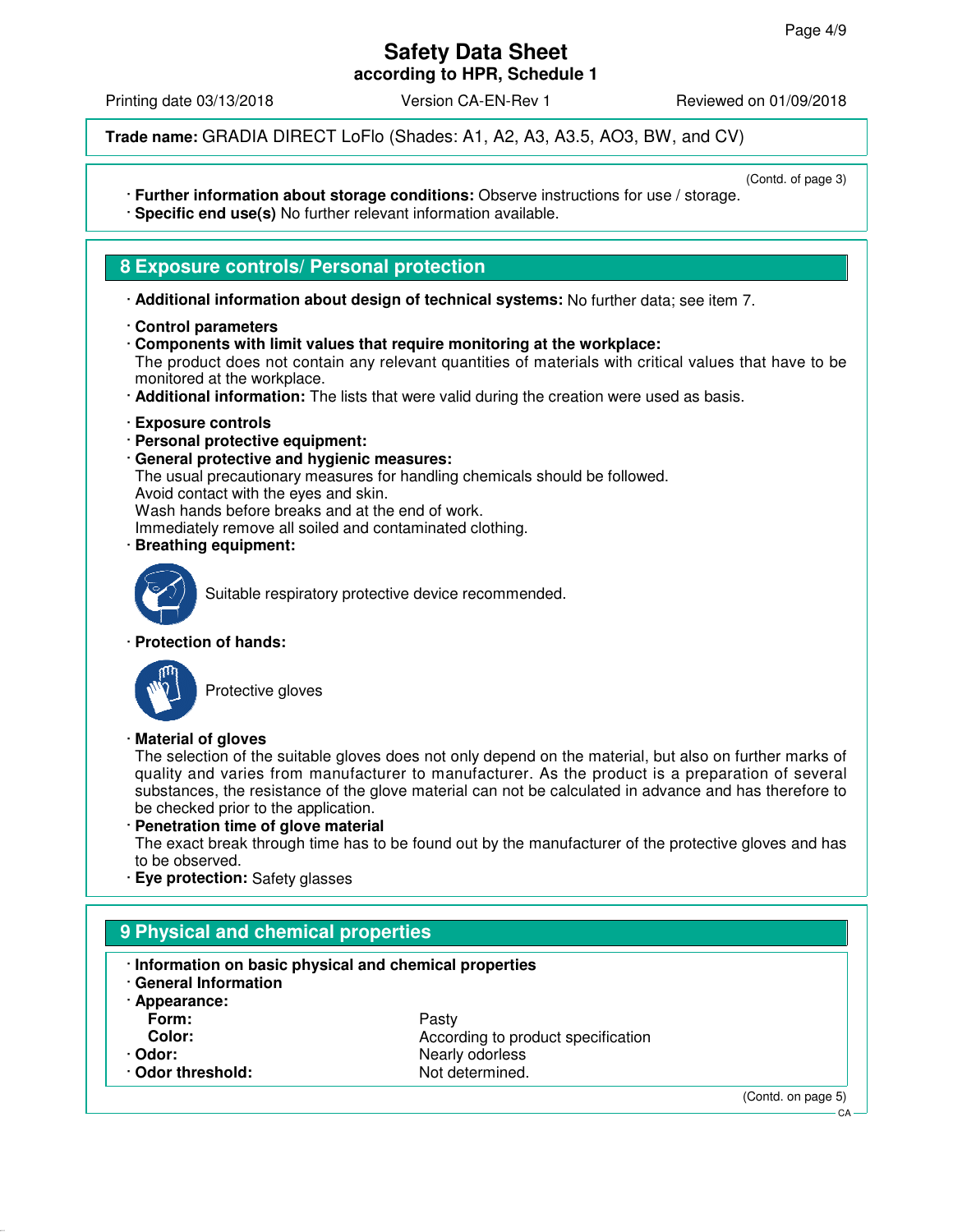**Trade name:** GRADIA DIRECT LoFlo (Shades: A1, A2, A3, A3.5, AO3, BW, and CV)

(Contd. of page 3)

· **Further information about storage conditions:** Observe instructions for use / storage.
· **Specific end use(s)** No further relevant information available.

## 8 Exposure controls/ Personal protection

· **Additional information about design of technical systems:** No further data; see item 7.

· **Control parameters**
· **Components with limit values that require monitoring at the workplace:**
The product does not contain any relevant quantities of materials with critical values that have to be monitored at the workplace.
· **Additional information:** The lists that were valid during the creation were used as basis.

· **Exposure controls**
· **Personal protective equipment:**
· **General protective and hygienic measures:**
The usual precautionary measures for handling chemicals should be followed.
Avoid contact with the eyes and skin.
Wash hands before breaks and at the end of work.
Immediately remove all soiled and contaminated clothing.
· **Breathing equipment:**

Suitable respiratory protective device recommended.

· **Protection of hands:**

Protective gloves

· **Material of gloves**
The selection of the suitable gloves does not only depend on the material, but also on further marks of quality and varies from manufacturer to manufacturer. As the product is a preparation of several substances, the resistance of the glove material can not be calculated in advance and has therefore to be checked prior to the application.
· **Penetration time of glove material**
The exact break through time has to be found out by the manufacturer of the protective gloves and has to be observed.
· **Eye protection:** Safety glasses

## 9 Physical and chemical properties

· **Information on basic physical and chemical properties**
· **General Information**
· **Appearance:**

| | |
|---|---|
| **Form:** | Pasty |
| **Color:** | According to product specification |
| · **Odor:** | Nearly odorless |
| · **Odor threshold:** | Not determined. |

(Contd. on page 5)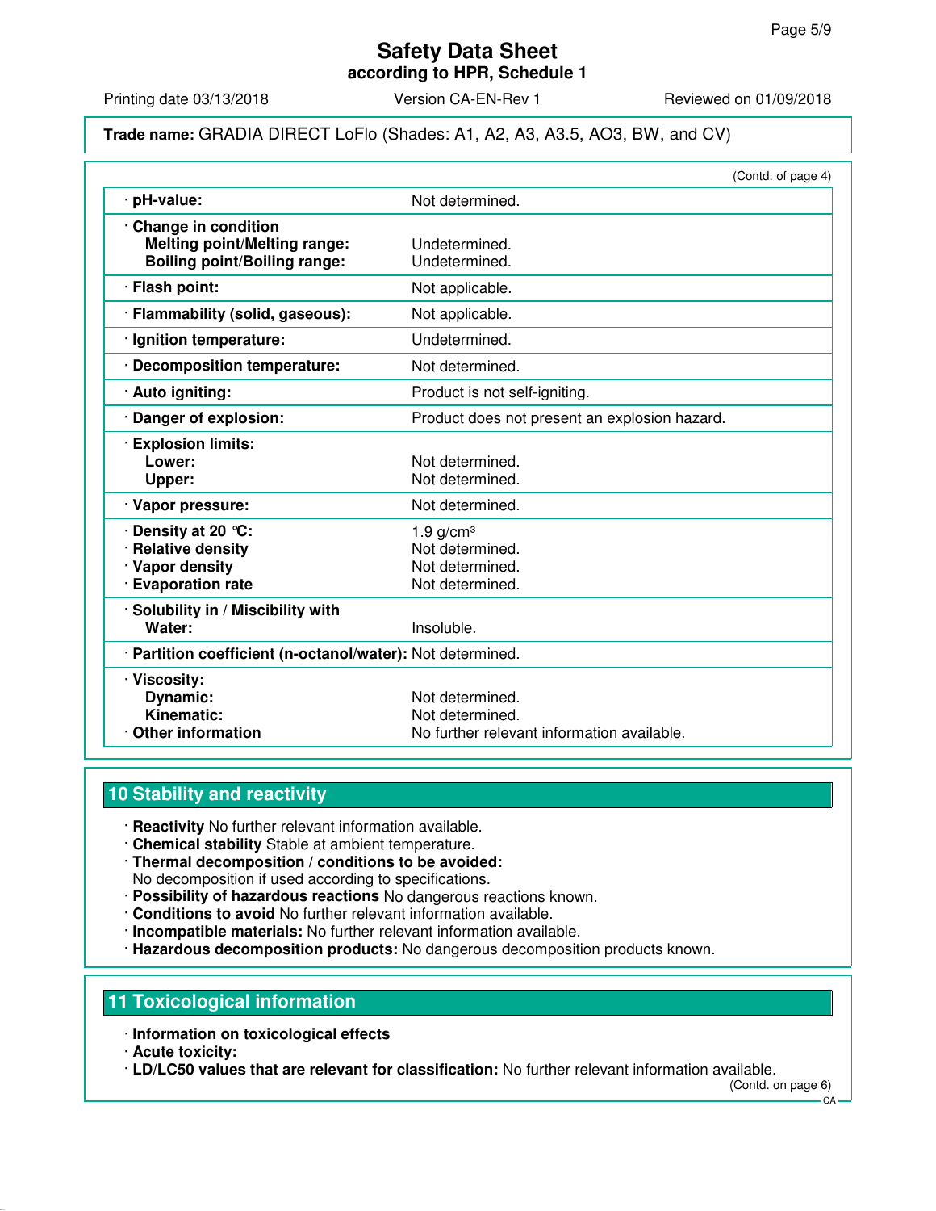(Contd. of page 4)

| | |
|---|---|
| **· pH-value:** | Not determined. |
| **· Change in condition** | |
| **Melting point/Melting range:** | Undetermined. |
| **Boiling point/Boiling range:** | Undetermined. |
| **· Flash point:** | Not applicable. |
| **· Flammability (solid, gaseous):** | Not applicable. |
| **· Ignition temperature:** | Undetermined. |
| **· Decomposition temperature:** | Not determined. |
| **· Auto igniting:** | Product is not self-igniting. |
| **· Danger of explosion:** | Product does not present an explosion hazard. |
| **· Explosion limits:** | |
| **Lower:** | Not determined. |
| **Upper:** | Not determined. |
| **· Vapor pressure:** | Not determined. |
| **· Density at 20 °C:** | 1.9 g/cm³ |
| **· Relative density** | Not determined. |
| **· Vapor density** | Not determined. |
| **· Evaporation rate** | Not determined. |
| **· Solubility in / Miscibility with** | |
| **Water:** | Insoluble. |
| **· Partition coefficient (n-octanol/water):** | Not determined. |
| **· Viscosity:** | |
| **Dynamic:** | Not determined. |
| **Kinematic:** | Not determined. |
| **· Other information** | No further relevant information available. |

## 10 Stability and reactivity

- **Reactivity** No further relevant information available.
- **Chemical stability** Stable at ambient temperature.
- **Thermal decomposition / conditions to be avoided:**
  No decomposition if used according to specifications.
- **Possibility of hazardous reactions** No dangerous reactions known.
- **Conditions to avoid** No further relevant information available.
- **Incompatible materials:** No further relevant information available.
- **Hazardous decomposition products:** No dangerous decomposition products known.

## 11 Toxicological information

- **Information on toxicological effects**
- **Acute toxicity:**
- **LD/LC50 values that are relevant for classification:** No further relevant information available.

(Contd. on page 6)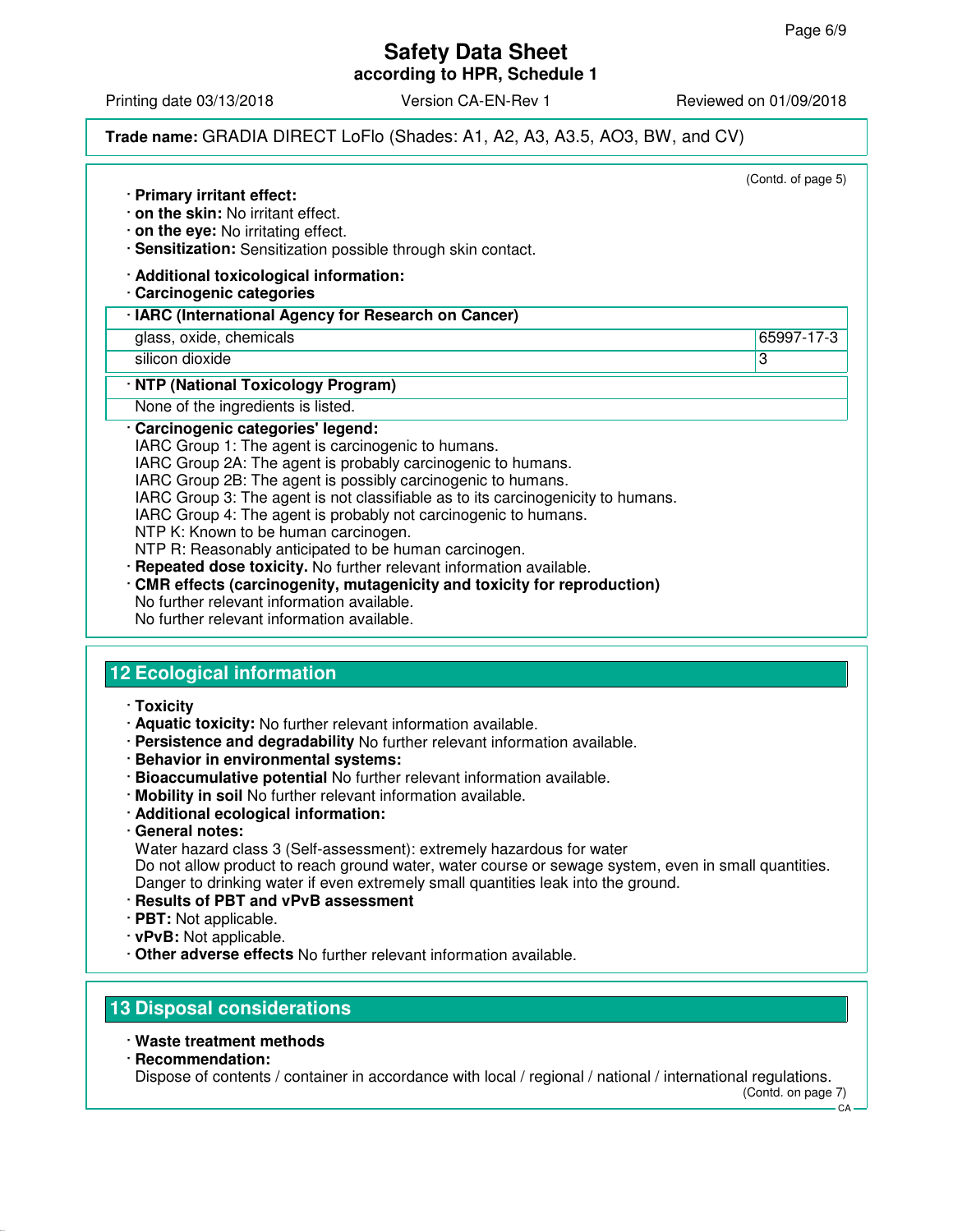**Trade name:** GRADIA DIRECT LoFlo (Shades: A1, A2, A3, A3.5, AO3, BW, and CV)

(Contd. of page 5)

· **Primary irritant effect:**
· **on the skin:** No irritant effect.
· **on the eye:** No irritating effect.
· **Sensitization:** Sensitization possible through skin contact.

· **Additional toxicological information:**
· **Carcinogenic categories**

| · IARC (International Agency for Research on Cancer) | |
|---|---|
| glass, oxide, chemicals | 65997-17-3 |
| silicon dioxide | 3 |

| · NTP (National Toxicology Program) |
|---|
| None of the ingredients is listed. |

· **Carcinogenic categories' legend:**
IARC Group 1: The agent is carcinogenic to humans.
IARC Group 2A: The agent is probably carcinogenic to humans.
IARC Group 2B: The agent is possibly carcinogenic to humans.
IARC Group 3: The agent is not classifiable as to its carcinogenicity to humans.
IARC Group 4: The agent is probably not carcinogenic to humans.
NTP K: Known to be human carcinogen.
NTP R: Reasonably anticipated to be human carcinogen.
· **Repeated dose toxicity.** No further relevant information available.
· **CMR effects (carcinogenity, mutagenicity and toxicity for reproduction)**
No further relevant information available.
No further relevant information available.

## 12 Ecological information

· **Toxicity**
· **Aquatic toxicity:** No further relevant information available.
· **Persistence and degradability** No further relevant information available.
· **Behavior in environmental systems:**
· **Bioaccumulative potential** No further relevant information available.
· **Mobility in soil** No further relevant information available.
· **Additional ecological information:**
· **General notes:**
Water hazard class 3 (Self-assessment): extremely hazardous for water
Do not allow product to reach ground water, water course or sewage system, even in small quantities.
Danger to drinking water if even extremely small quantities leak into the ground.
· **Results of PBT and vPvB assessment**
· **PBT:** Not applicable.
· **vPvB:** Not applicable.
· **Other adverse effects** No further relevant information available.

## 13 Disposal considerations

· **Waste treatment methods**
· **Recommendation:**
Dispose of contents / container in accordance with local / regional / national / international regulations.

(Contd. on page 7)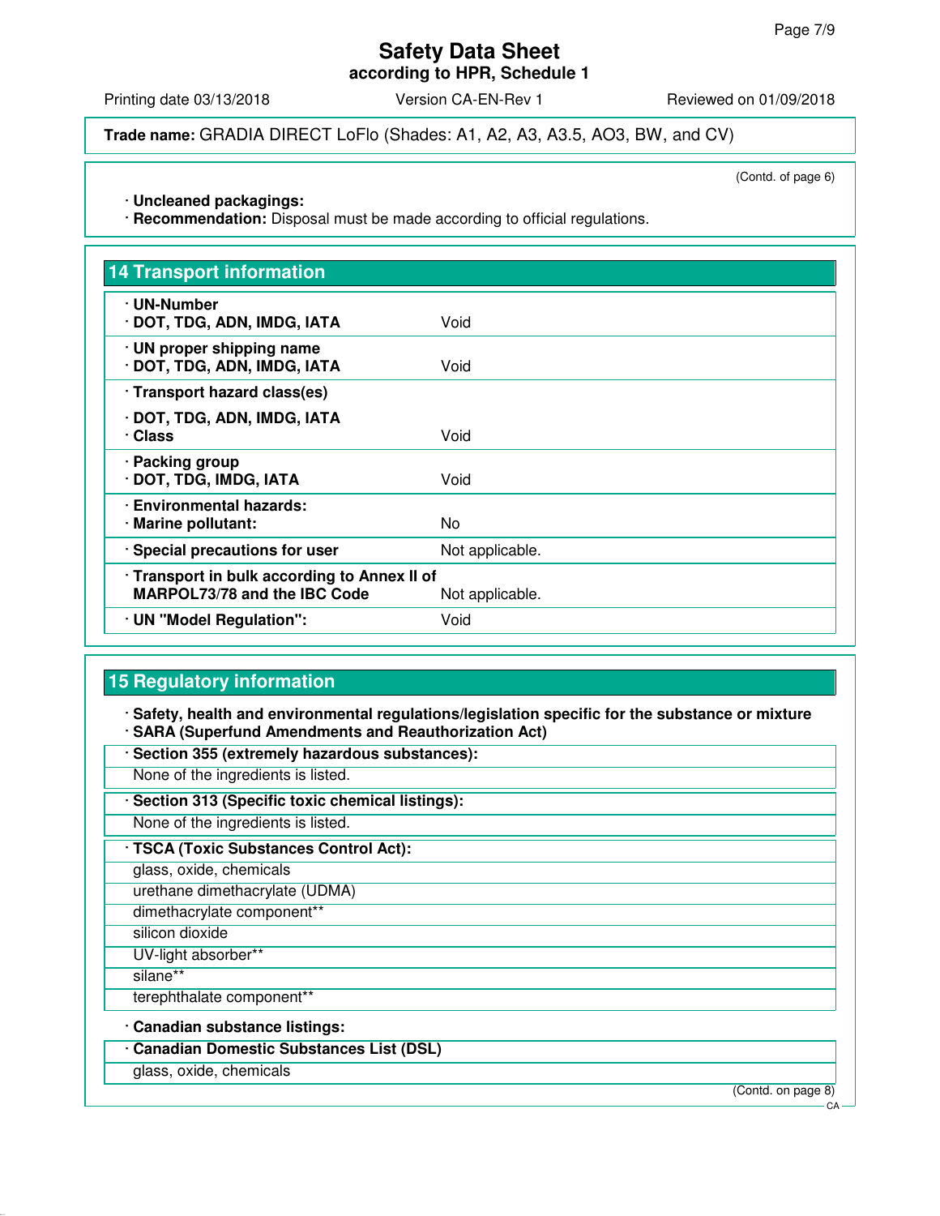(Contd. of page 6)

· **Uncleaned packagings:**
· **Recommendation:** Disposal must be made according to official regulations.

## 14 Transport information

| | |
|---|---|
| · **UN-Number**<br>· **DOT, TDG, ADN, IMDG, IATA** | Void |
| · **UN proper shipping name**<br>· **DOT, TDG, ADN, IMDG, IATA** | Void |
| · **Transport hazard class(es)**<br>· **DOT, TDG, ADN, IMDG, IATA**<br>· **Class** | Void |
| · **Packing group**<br>· **DOT, TDG, IMDG, IATA** | Void |
| · **Environmental hazards:**<br>· **Marine pollutant:** | No |
| · **Special precautions for user** | Not applicable. |
| · **Transport in bulk according to Annex II of MARPOL73/78 and the IBC Code** | Not applicable. |
| · **UN "Model Regulation":** | Void |

## 15 Regulatory information

· **Safety, health and environmental regulations/legislation specific for the substance or mixture**
· **SARA (Superfund Amendments and Reauthorization Act)**

· **Section 355 (extremely hazardous substances):**

None of the ingredients is listed.

· **Section 313 (Specific toxic chemical listings):**

None of the ingredients is listed.

· **TSCA (Toxic Substances Control Act):**

glass, oxide, chemicals
urethane dimethacrylate (UDMA)
dimethacrylate component**
silicon dioxide
UV-light absorber**
silane**
terephthalate component**

· **Canadian substance listings:**

· **Canadian Domestic Substances List (DSL)**

glass, oxide, chemicals

(Contd. on page 8)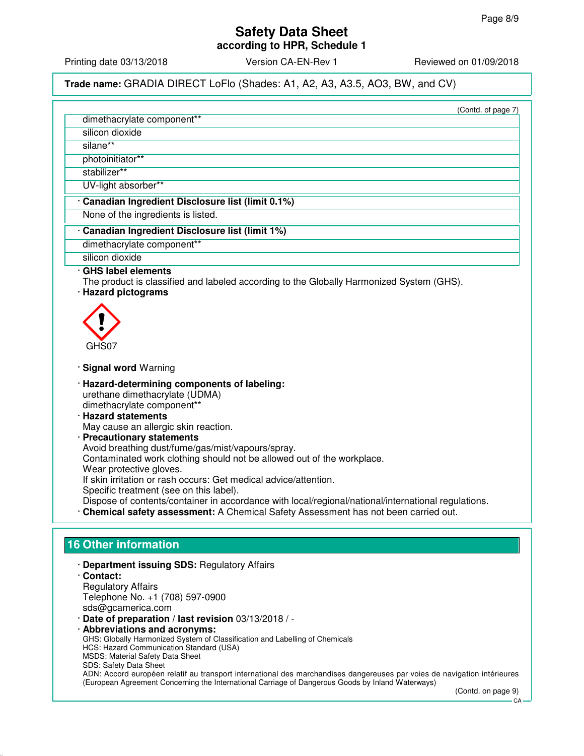(Contd. of page 7)

| |
|---|
| dimethacrylate component** |
| silicon dioxide |
| silane** |
| photoinitiator** |
| stabilizer** |
| UV-light absorber** |

· **Canadian Ingredient Disclosure list (limit 0.1%)**

None of the ingredients is listed.

· **Canadian Ingredient Disclosure list (limit 1%)**

| |
|---|
| dimethacrylate component** |
| silicon dioxide |

· **GHS label elements**
The product is classified and labeled according to the Globally Harmonized System (GHS).

· **Hazard pictograms**

GHS07

· **Signal word** Warning

· **Hazard-determining components of labeling:**
urethane dimethacrylate (UDMA)
dimethacrylate component**

· **Hazard statements**
May cause an allergic skin reaction.

· **Precautionary statements**
Avoid breathing dust/fume/gas/mist/vapours/spray.
Contaminated work clothing should not be allowed out of the workplace.
Wear protective gloves.
If skin irritation or rash occurs: Get medical advice/attention.
Specific treatment (see on this label).
Dispose of contents/container in accordance with local/regional/national/international regulations.

· **Chemical safety assessment:** A Chemical Safety Assessment has not been carried out.

## 16 Other information

· **Department issuing SDS:** Regulatory Affairs

· **Contact:**
Regulatory Affairs
Telephone No. +1 (708) 597-0900
sds@gcamerica.com

· **Date of preparation / last revision** 03/13/2018 / -

· **Abbreviations and acronyms:**
GHS: Globally Harmonized System of Classification and Labelling of Chemicals
HCS: Hazard Communication Standard (USA)
MSDS: Material Safety Data Sheet
SDS: Safety Data Sheet
ADN: Accord européen relatif au transport international des marchandises dangereuses par voies de navigation intérieures (European Agreement Concerning the International Carriage of Dangerous Goods by Inland Waterways)

(Contd. on page 9)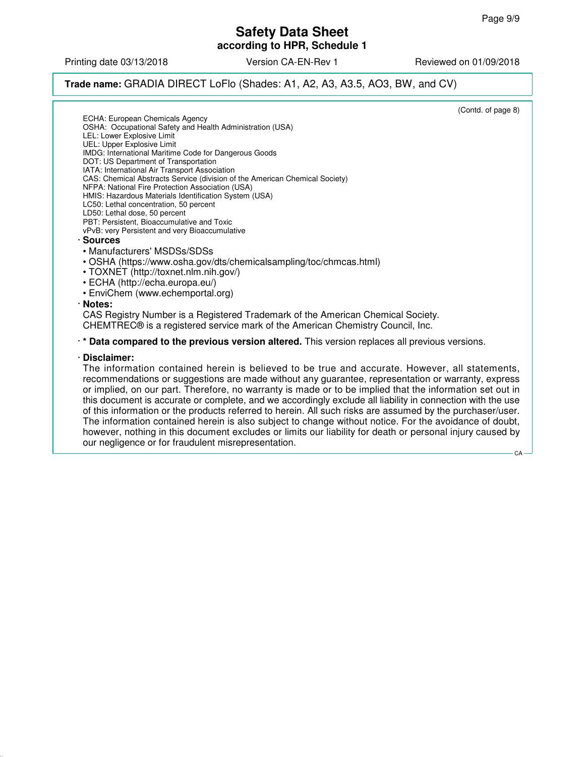(Contd. of page 8)

ECHA: European Chemicals Agency
OSHA: Occupational Safety and Health Administration (USA)
LEL: Lower Explosive Limit
UEL: Upper Explosive Limit
IMDG: International Maritime Code for Dangerous Goods
DOT: US Department of Transportation
IATA: International Air Transport Association
CAS: Chemical Abstracts Service (division of the American Chemical Society)
NFPA: National Fire Protection Association (USA)
HMIS: Hazardous Materials Identification System (USA)
LC50: Lethal concentration, 50 percent
LD50: Lethal dose, 50 percent
PBT: Persistent, Bioaccumulative and Toxic
vPvB: very Persistent and very Bioaccumulative

· **Sources**

- Manufacturers' MSDSs/SDSs
- OSHA (https://www.osha.gov/dts/chemicalsampling/toc/chmcas.html)
- TOXNET (http://toxnet.nlm.nih.gov/)
- ECHA (http://echa.europa.eu/)
- EnviChem (www.echemportal.org)

· **Notes:**

CAS Registry Number is a Registered Trademark of the American Chemical Society.
CHEMTREC® is a registered service mark of the American Chemistry Council, Inc.

· **\* Data compared to the previous version altered.** This version replaces all previous versions.

· **Disclaimer:**

The information contained herein is believed to be true and accurate. However, all statements, recommendations or suggestions are made without any guarantee, representation or warranty, express or implied, on our part. Therefore, no warranty is made or to be implied that the information set out in this document is accurate or complete, and we accordingly exclude all liability in connection with the use of this information or the products referred to herein. All such risks are assumed by the purchaser/user. The information contained herein is also subject to change without notice. For the avoidance of doubt, however, nothing in this document excludes or limits our liability for death or personal injury caused by our negligence or for fraudulent misrepresentation.